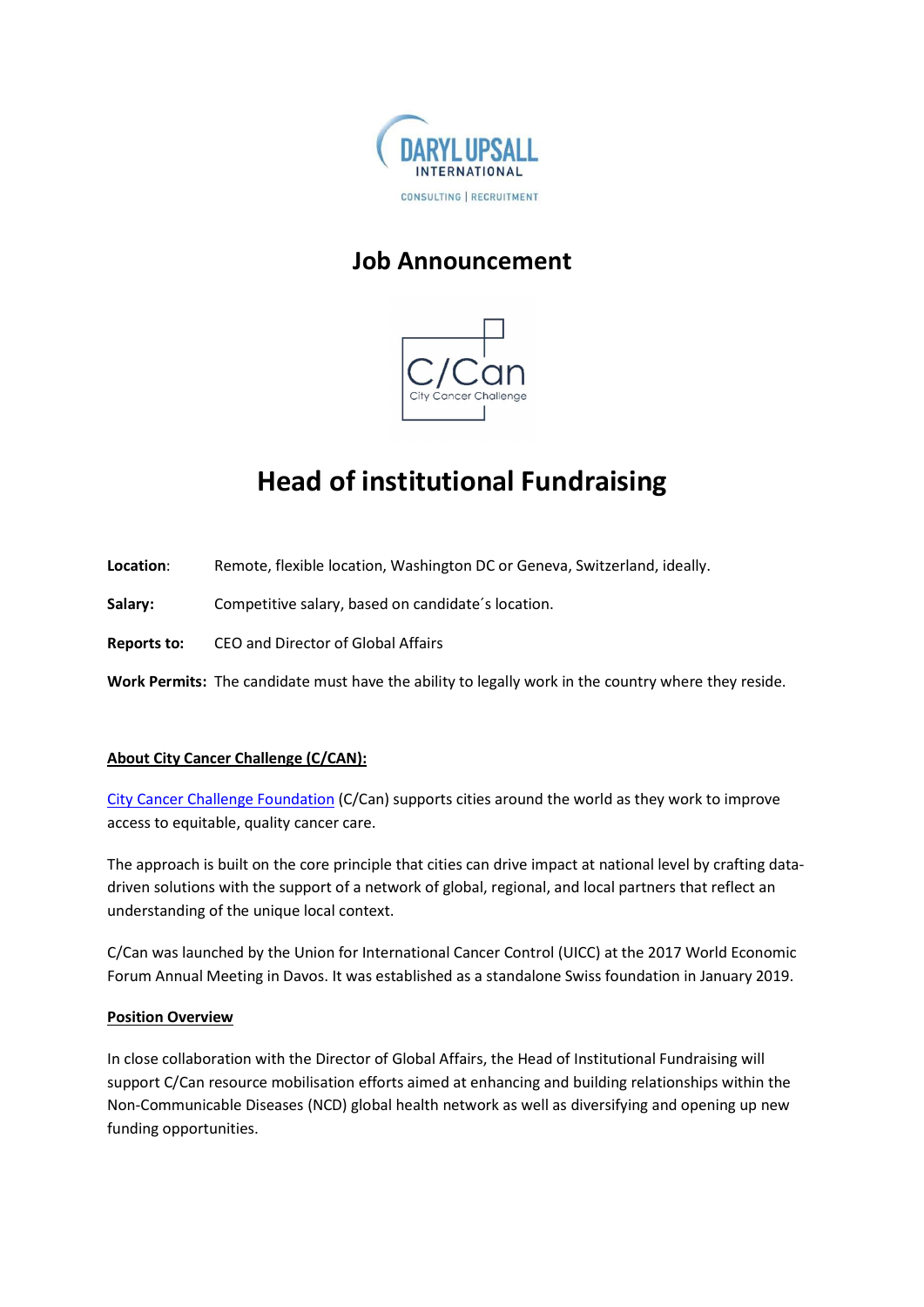DARYL UPSALL INTERNATIONAL

CONSULTING | RECRUITMENT

## Job Announcement

C/Can City Cancer Challenge

# Head of institutional Fundraising

**Location**: Remote, flexible location, Washington DC or Geneva, Switzerland, ideally.

**Salary:** Competitive salary, based on candidate´s location.

**Reports to:** CEO and Director of Global Affairs

**Work Permits:** The candidate must have the ability to legally work in the country where they reside.

**About City Cancer Challenge (C/CAN):**

City Cancer Challenge Foundation (C/Can) supports cities around the world as they work to improve access to equitable, quality cancer care.

The approach is built on the core principle that cities can drive impact at national level by crafting data-driven solutions with the support of a network of global, regional, and local partners that reflect an understanding of the unique local context.

C/Can was launched by the Union for International Cancer Control (UICC) at the 2017 World Economic Forum Annual Meeting in Davos. It was established as a standalone Swiss foundation in January 2019.

**Position Overview**

In close collaboration with the Director of Global Affairs, the Head of Institutional Fundraising will support C/Can resource mobilisation efforts aimed at enhancing and building relationships within the Non-Communicable Diseases (NCD) global health network as well as diversifying and opening up new funding opportunities.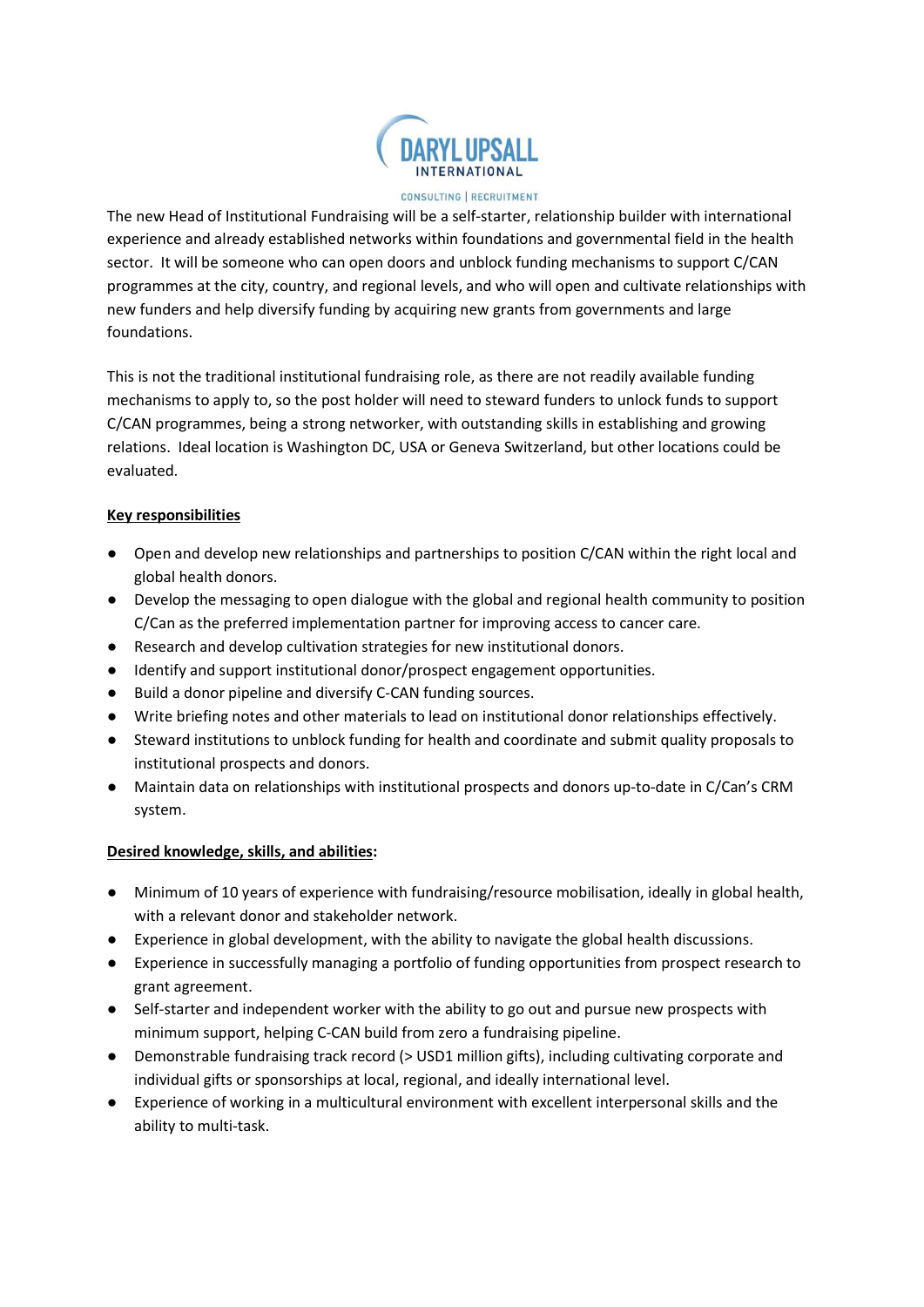The new Head of Institutional Fundraising will be a self-starter, relationship builder with international experience and already established networks within foundations and governmental field in the health sector. It will be someone who can open doors and unblock funding mechanisms to support C/CAN programmes at the city, country, and regional levels, and who will open and cultivate relationships with new funders and help diversify funding by acquiring new grants from governments and large foundations.

This is not the traditional institutional fundraising role, as there are not readily available funding mechanisms to apply to, so the post holder will need to steward funders to unlock funds to support C/CAN programmes, being a strong networker, with outstanding skills in establishing and growing relations. Ideal location is Washington DC, USA or Geneva Switzerland, but other locations could be evaluated.

**Key responsibilities**

- Open and develop new relationships and partnerships to position C/CAN within the right local and global health donors.
- Develop the messaging to open dialogue with the global and regional health community to position C/Can as the preferred implementation partner for improving access to cancer care.
- Research and develop cultivation strategies for new institutional donors.
- Identify and support institutional donor/prospect engagement opportunities.
- Build a donor pipeline and diversify C-CAN funding sources.
- Write briefing notes and other materials to lead on institutional donor relationships effectively.
- Steward institutions to unblock funding for health and coordinate and submit quality proposals to institutional prospects and donors.
- Maintain data on relationships with institutional prospects and donors up-to-date in C/Can's CRM system.

**Desired knowledge, skills, and abilities**:

- Minimum of 10 years of experience with fundraising/resource mobilisation, ideally in global health, with a relevant donor and stakeholder network.
- Experience in global development, with the ability to navigate the global health discussions.
- Experience in successfully managing a portfolio of funding opportunities from prospect research to grant agreement.
- Self-starter and independent worker with the ability to go out and pursue new prospects with minimum support, helping C-CAN build from zero a fundraising pipeline.
- Demonstrable fundraising track record (> USD1 million gifts), including cultivating corporate and individual gifts or sponsorships at local, regional, and ideally international level.
- Experience of working in a multicultural environment with excellent interpersonal skills and the ability to multi-task.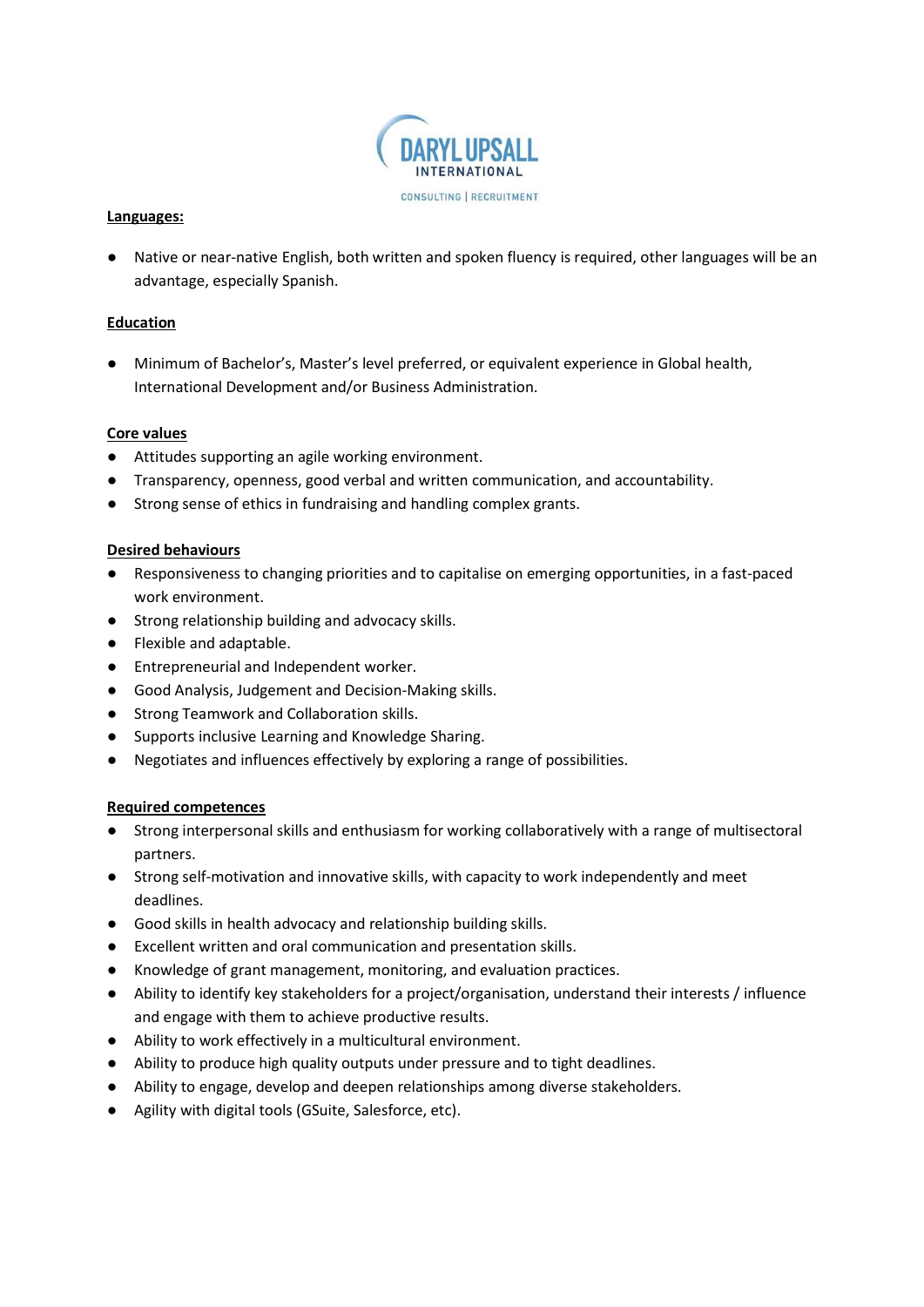**Languages:**

- Native or near-native English, both written and spoken fluency is required, other languages will be an advantage, especially Spanish.

**Education**

- Minimum of Bachelor's, Master's level preferred, or equivalent experience in Global health, International Development and/or Business Administration.

**Core values**

- Attitudes supporting an agile working environment.
- Transparency, openness, good verbal and written communication, and accountability.
- Strong sense of ethics in fundraising and handling complex grants.

**Desired behaviours**

- Responsiveness to changing priorities and to capitalise on emerging opportunities, in a fast-paced work environment.
- Strong relationship building and advocacy skills.
- Flexible and adaptable.
- Entrepreneurial and Independent worker.
- Good Analysis, Judgement and Decision-Making skills.
- Strong Teamwork and Collaboration skills.
- Supports inclusive Learning and Knowledge Sharing.
- Negotiates and influences effectively by exploring a range of possibilities.

**Required competences**

- Strong interpersonal skills and enthusiasm for working collaboratively with a range of multisectoral partners.
- Strong self-motivation and innovative skills, with capacity to work independently and meet deadlines.
- Good skills in health advocacy and relationship building skills.
- Excellent written and oral communication and presentation skills.
- Knowledge of grant management, monitoring, and evaluation practices.
- Ability to identify key stakeholders for a project/organisation, understand their interests / influence and engage with them to achieve productive results.
- Ability to work effectively in a multicultural environment.
- Ability to produce high quality outputs under pressure and to tight deadlines.
- Ability to engage, develop and deepen relationships among diverse stakeholders.
- Agility with digital tools (GSuite, Salesforce, etc).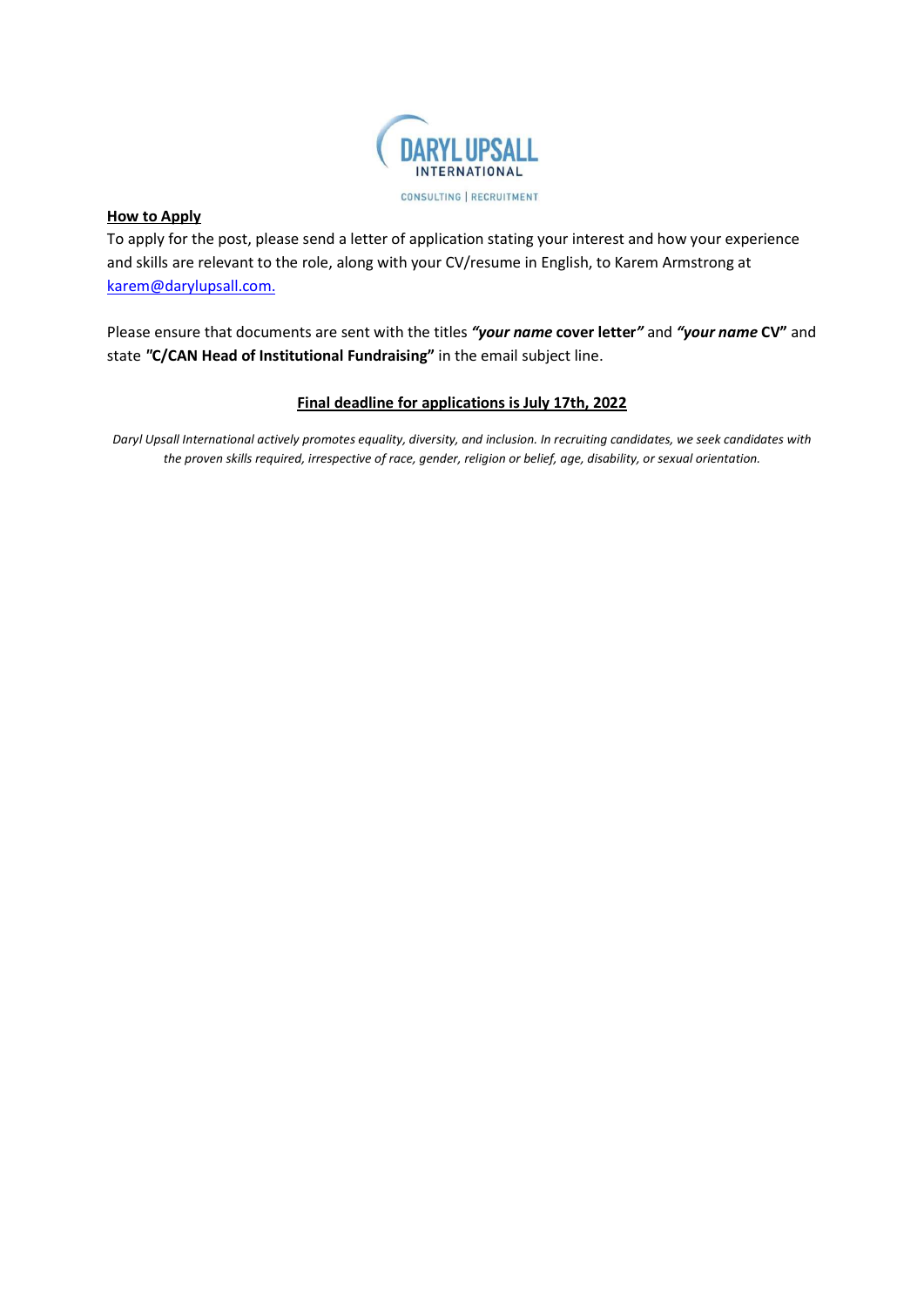## How to Apply

To apply for the post, please send a letter of application stating your interest and how your experience and skills are relevant to the role, along with your CV/resume in English, to Karem Armstrong at karem@darylupsall.com.

Please ensure that documents are sent with the titles ***"your name* cover letter"** and ***"your name* CV"** and state **"C/CAN Head of Institutional Fundraising"** in the email subject line.

**Final deadline for applications is July 17th, 2022**

*Daryl Upsall International actively promotes equality, diversity, and inclusion. In recruiting candidates, we seek candidates with the proven skills required, irrespective of race, gender, religion or belief, age, disability, or sexual orientation.*